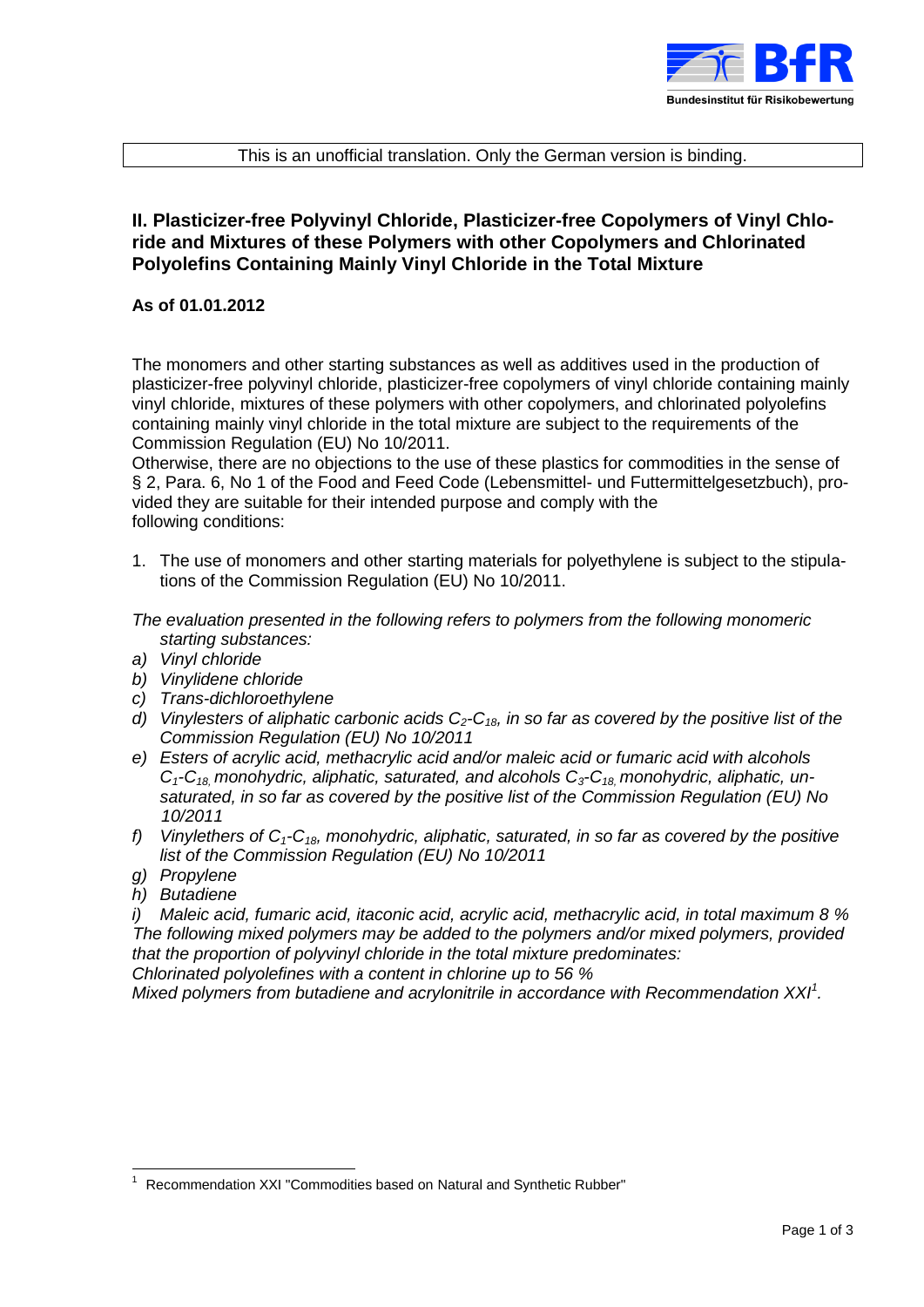This is an unofficial translation. Only the German version is binding.

## II. Plasticizer-free Polyvinyl Chloride, Plasticizer-free Copolymers of Vinyl Chloride and Mixtures of these Polymers with other Copolymers and Chlorinated Polyolefins Containing Mainly Vinyl Chloride in the Total Mixture

**As of 01.01.2012**

The monomers and other starting substances as well as additives used in the production of plasticizer-free polyvinyl chloride, plasticizer-free copolymers of vinyl chloride containing mainly vinyl chloride, mixtures of these polymers with other copolymers, and chlorinated polyolefins containing mainly vinyl chloride in the total mixture are subject to the requirements of the Commission Regulation (EU) No 10/2011.
Otherwise, there are no objections to the use of these plastics for commodities in the sense of § 2, Para. 6, No 1 of the Food and Feed Code (Lebensmittel- und Futtermittelgesetzbuch), provided they are suitable for their intended purpose and comply with the following conditions:

1. The use of monomers and other starting materials for polyethylene is subject to the stipulations of the Commission Regulation (EU) No 10/2011.

*The evaluation presented in the following refers to polymers from the following monomeric starting substances:*

*a) Vinyl chloride*
*b) Vinylidene chloride*
*c) Trans-dichloroethylene*
*d) Vinylesters of aliphatic carbonic acids $C_2$-$C_{18}$, in so far as covered by the positive list of the Commission Regulation (EU) No 10/2011*
*e) Esters of acrylic acid, methacrylic acid and/or maleic acid or fumaric acid with alcohols $C_1$-$C_{18}$, monohydric, aliphatic, saturated, and alcohols $C_3$-$C_{18}$, monohydric, aliphatic, unsaturated, in so far as covered by the positive list of the Commission Regulation (EU) No 10/2011*
*f) Vinylethers of $C_1$-$C_{18}$, monohydric, aliphatic, saturated, in so far as covered by the positive list of the Commission Regulation (EU) No 10/2011*
*g) Propylene*
*h) Butadiene*
*i) Maleic acid, fumaric acid, itaconic acid, acrylic acid, methacrylic acid, in total maximum 8 %*

*The following mixed polymers may be added to the polymers and/or mixed polymers, provided that the proportion of polyvinyl chloride in the total mixture predominates:*
*Chlorinated polyolefines with a content in chlorine up to 56 %*
*Mixed polymers from butadiene and acrylonitrile in accordance with Recommendation XXI[1].*

[1] Recommendation XXI "Commodities based on Natural and Synthetic Rubber"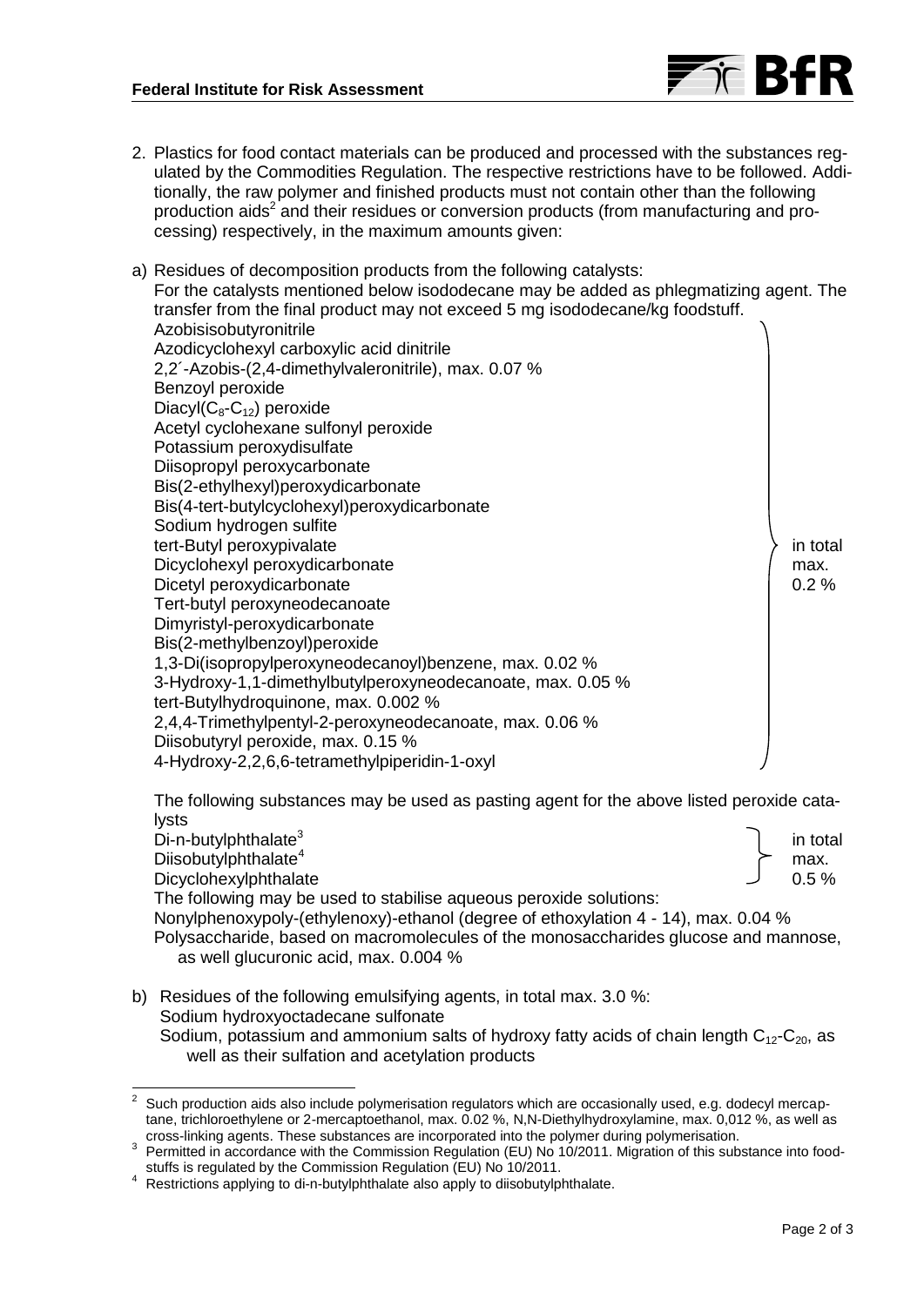2. Plastics for food contact materials can be produced and processed with the substances regulated by the Commodities Regulation. The respective restrictions have to be followed. Additionally, the raw polymer and finished products must not contain other than the following production aids[2] and their residues or conversion products (from manufacturing and processing) respectively, in the maximum amounts given:

a) Residues of decomposition products from the following catalysts:

For the catalysts mentioned below isododecane may be added as phlegmatizing agent. The transfer from the final product may not exceed 5 mg isododecane/kg foodstuff.

| Catalyst | Limit |
|---|---|
| Azobisisobutyronitrile | in total max. 0.2 % |
| Azodicyclohexyl carboxylic acid dinitrile | |
| 2,2´-Azobis-(2,4-dimethylvaleronitrile), max. 0.07 % | |
| Benzoyl peroxide | |
| Diacyl($C_8$-$C_{12}$) peroxide | |
| Acetyl cyclohexane sulfonyl peroxide | |
| Potassium peroxydisulfate | |
| Diisopropyl peroxycarbonate | |
| Bis(2-ethylhexyl)peroxydicarbonate | |
| Bis(4-tert-butylcyclohexyl)peroxydicarbonate | |
| Sodium hydrogen sulfite | |
| tert-Butyl peroxypivalate | |
| Dicyclohexyl peroxydicarbonate | |
| Dicetyl peroxydicarbonate | |
| Tert-butyl peroxyneodecanoate | |
| Dimyristyl-peroxydicarbonate | |
| Bis(2-methylbenzoyl)peroxide | |
| 1,3-Di(isopropylperoxyneodecanoyl)benzene, max. 0.02 % | |
| 3-Hydroxy-1,1-dimethylbutylperoxyneodecanoate, max. 0.05 % | |
| tert-Butylhydroquinone, max. 0.002 % | |
| 2,4,4-Trimethylpentyl-2-peroxyneodecanoate, max. 0.06 % | |
| Diisobutyryl peroxide, max. 0.15 % | |
| 4-Hydroxy-2,2,6,6-tetramethylpiperidin-1-oxyl | |

The following substances may be used as pasting agent for the above listed peroxide catalysts

| Pasting agent | Limit |
|---|---|
| Di-n-butylphthalate[3] | in total max. 0.5 % |
| Diisobutylphthalate[4] | |
| Dicyclohexylphthalate | |

The following may be used to stabilise aqueous peroxide solutions:

Nonylphenoxypoly-(ethylenoxy)-ethanol (degree of ethoxylation 4 - 14), max. 0.04 %

Polysaccharide, based on macromolecules of the monosaccharides glucose and mannose, as well glucuronic acid, max. 0.004 %

b) Residues of the following emulsifying agents, in total max. 3.0 %:

Sodium hydroxyoctadecane sulfonate

Sodium, potassium and ammonium salts of hydroxy fatty acids of chain length $C_{12}$-$C_{20}$, as well as their sulfation and acetylation products

---

[2] Such production aids also include polymerisation regulators which are occasionally used, e.g. dodecyl mercaptane, trichloroethylene or 2-mercaptoethanol, max. 0.02 %, N,N-Diethylhydroxylamine, max. 0,012 %, as well as cross-linking agents. These substances are incorporated into the polymer during polymerisation.

[3] Permitted in accordance with the Commission Regulation (EU) No 10/2011. Migration of this substance into foodstuffs is regulated by the Commission Regulation (EU) No 10/2011.

[4] Restrictions applying to di-n-butylphthalate also apply to diisobutylphthalate.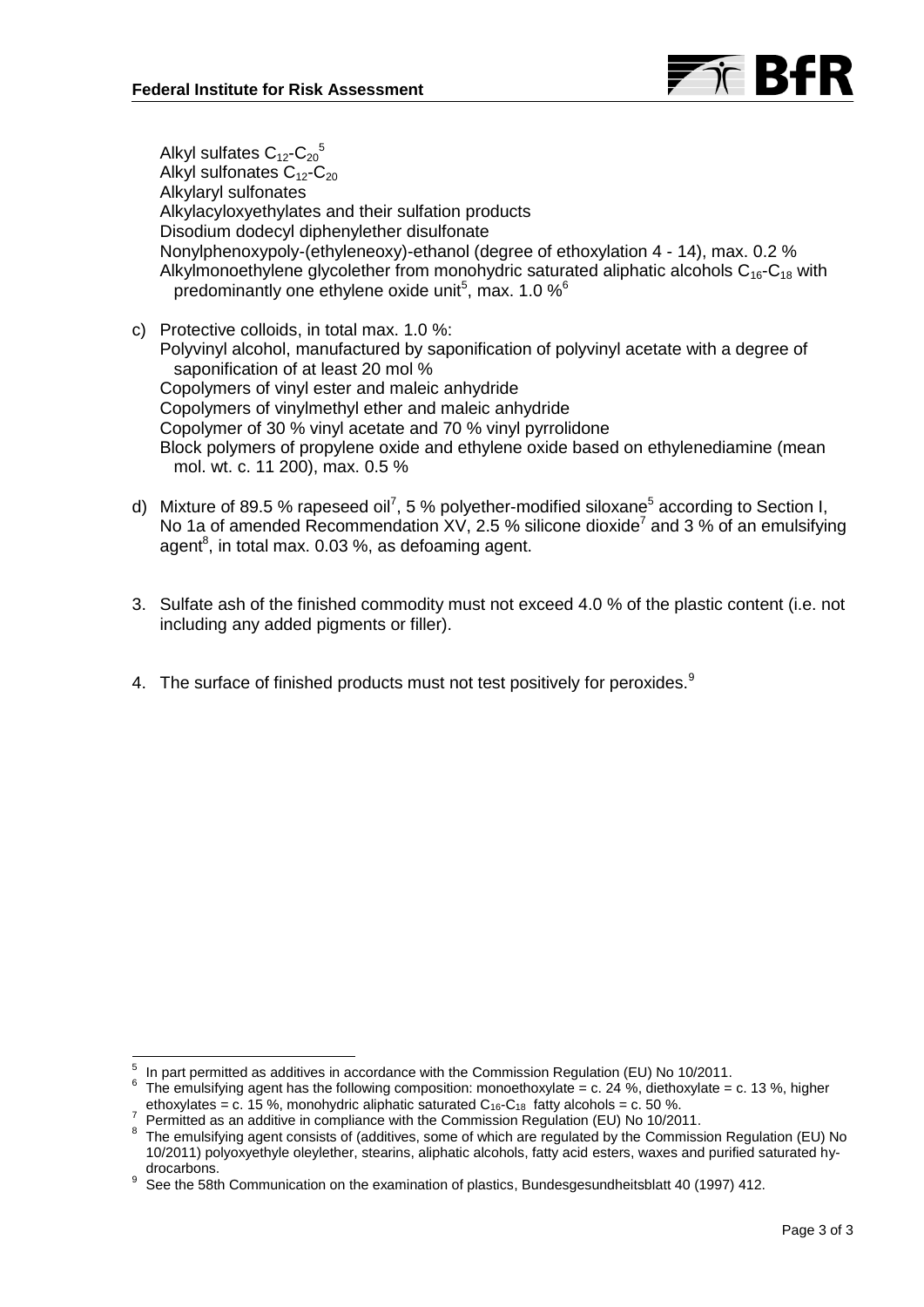Alkyl sulfates $C_{12}$-$C_{20}$[5]
Alkyl sulfonates $C_{12}$-$C_{20}$
Alkylaryl sulfonates
Alkylacyloxyethylates and their sulfation products
Disodium dodecyl diphenylether disulfonate
Nonylphenoxypoly-(ethyleneoxy)-ethanol (degree of ethoxylation 4 - 14), max. 0.2 %
Alkylmonoethylene glycolether from monohydric saturated aliphatic alcohols $C_{16}$-$C_{18}$ with predominantly one ethylene oxide unit[5], max. 1.0 %[6]

c) Protective colloids, in total max. 1.0 %:
Polyvinyl alcohol, manufactured by saponification of polyvinyl acetate with a degree of saponification of at least 20 mol %
Copolymers of vinyl ester and maleic anhydride
Copolymers of vinylmethyl ether and maleic anhydride
Copolymer of 30 % vinyl acetate and 70 % vinyl pyrrolidone
Block polymers of propylene oxide and ethylene oxide based on ethylenediamine (mean mol. wt. c. 11 200), max. 0.5 %

d) Mixture of 89.5 % rapeseed oil[7], 5 % polyether-modified siloxane[5] according to Section I, No 1a of amended Recommendation XV, 2.5 % silicone dioxide[7] and 3 % of an emulsifying agent[8], in total max. 0.03 %, as defoaming agent.

3. Sulfate ash of the finished commodity must not exceed 4.0 % of the plastic content (i.e. not including any added pigments or filler).

4. The surface of finished products must not test positively for peroxides.[9]

---

[5] In part permitted as additives in accordance with the Commission Regulation (EU) No 10/2011.
[6] The emulsifying agent has the following composition: monoethoxylate = c. 24 %, diethoxylate = c. 13 %, higher ethoxylates = c. 15 %, monohydric aliphatic saturated $C_{16}$-$C_{18}$ fatty alcohols = c. 50 %.
[7] Permitted as an additive in compliance with the Commission Regulation (EU) No 10/2011.
[8] The emulsifying agent consists of (additives, some of which are regulated by the Commission Regulation (EU) No 10/2011) polyoxyethyle oleylether, stearins, aliphatic alcohols, fatty acid esters, waxes and purified saturated hydrocarbons.
[9] See the 58th Communication on the examination of plastics, Bundesgesundheitsblatt 40 (1997) 412.